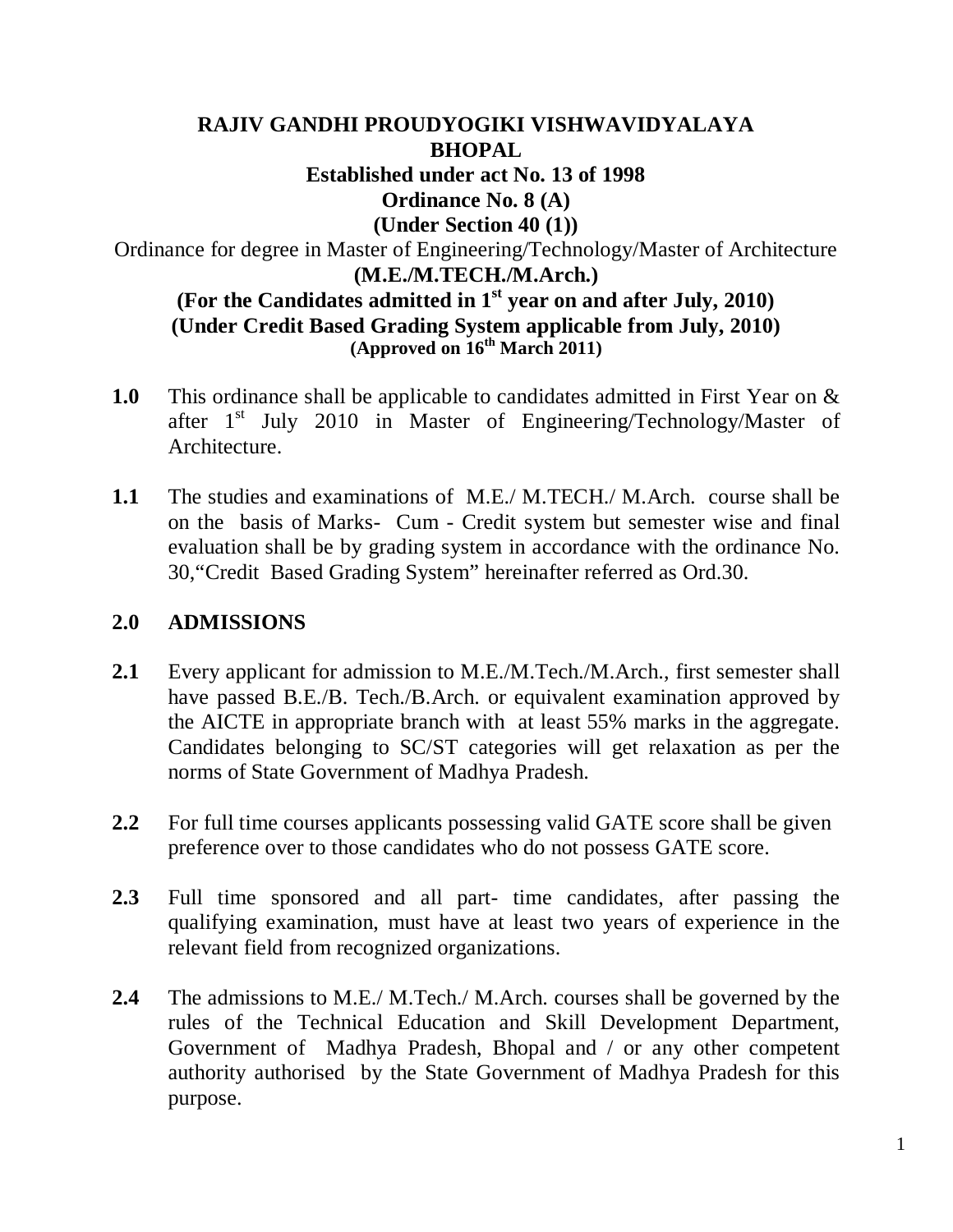# RAJIV GANDHI PROUDYOGIKI VISHWAVIDYALAYA
# BHOPAL

**Established under act No. 13 of 1998**

**Ordinance No. 8 (A)**

**(Under Section 40 (1))**

Ordinance for degree in Master of Engineering/Technology/Master of Architecture

**(M.E./M.TECH./M.Arch.)**

**(For the Candidates admitted in 1st year on and after July, 2010)**

**(Under Credit Based Grading System applicable from July, 2010)**

**(Approved on 16th March 2011)**

**1.0** This ordinance shall be applicable to candidates admitted in First Year on & after 1st July 2010 in Master of Engineering/Technology/Master of Architecture.

**1.1** The studies and examinations of M.E./ M.TECH./ M.Arch. course shall be on the basis of Marks- Cum - Credit system but semester wise and final evaluation shall be by grading system in accordance with the ordinance No. 30,"Credit Based Grading System" hereinafter referred as Ord.30.

## 2.0 ADMISSIONS

**2.1** Every applicant for admission to M.E./M.Tech./M.Arch., first semester shall have passed B.E./B. Tech./B.Arch. or equivalent examination approved by the AICTE in appropriate branch with at least 55% marks in the aggregate. Candidates belonging to SC/ST categories will get relaxation as per the norms of State Government of Madhya Pradesh.

**2.2** For full time courses applicants possessing valid GATE score shall be given preference over to those candidates who do not possess GATE score.

**2.3** Full time sponsored and all part- time candidates, after passing the qualifying examination, must have at least two years of experience in the relevant field from recognized organizations.

**2.4** The admissions to M.E./ M.Tech./ M.Arch. courses shall be governed by the rules of the Technical Education and Skill Development Department, Government of Madhya Pradesh, Bhopal and / or any other competent authority authorised by the State Government of Madhya Pradesh for this purpose.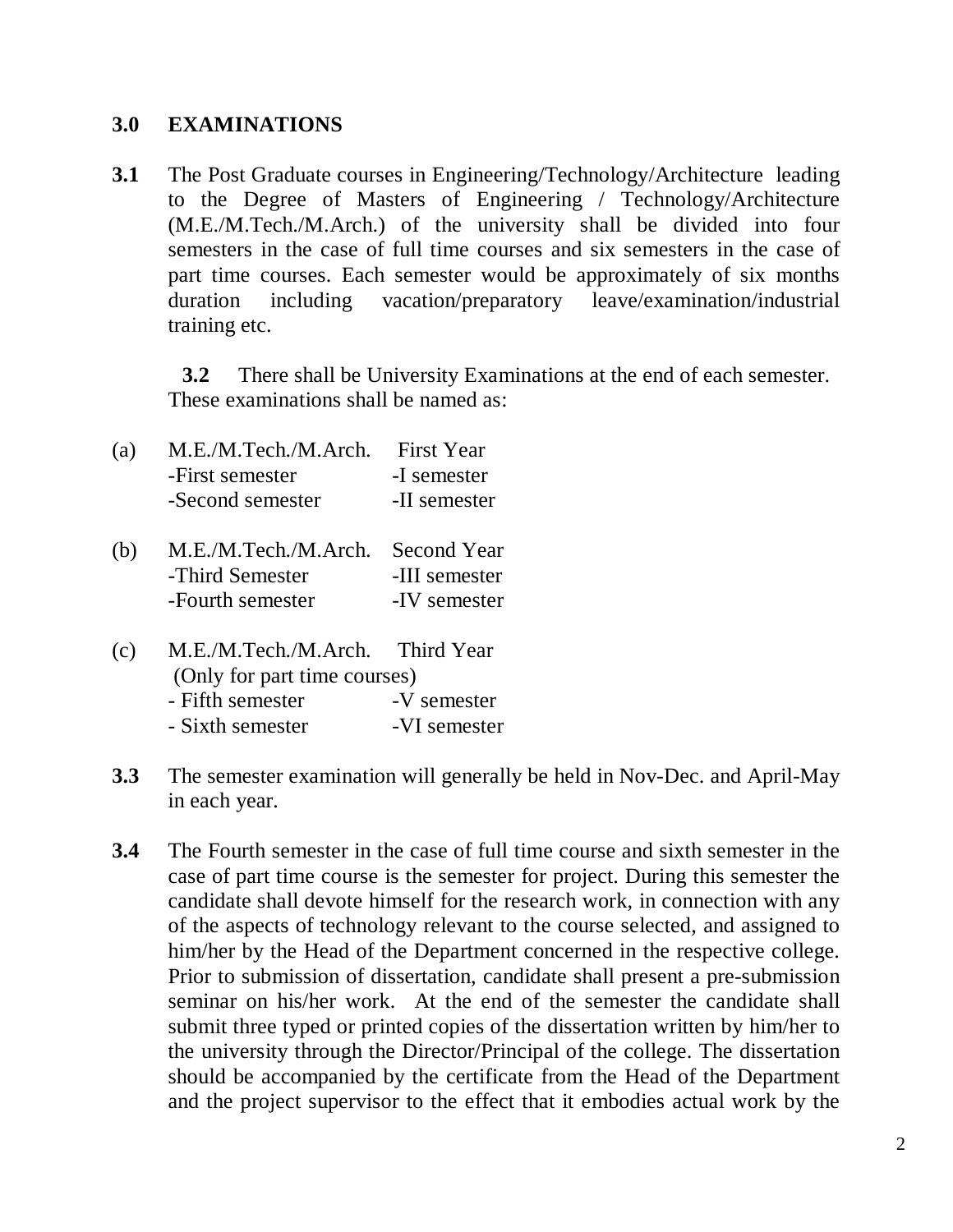## 3.0 EXAMINATIONS

**3.1** The Post Graduate courses in Engineering/Technology/Architecture leading to the Degree of Masters of Engineering / Technology/Architecture (M.E./M.Tech./M.Arch.) of the university shall be divided into four semesters in the case of full time courses and six semesters in the case of part time courses. Each semester would be approximately of six months duration including vacation/preparatory leave/examination/industrial training etc.

**3.2** There shall be University Examinations at the end of each semester. These examinations shall be named as:

(a) M.E./M.Tech./M.Arch. First Year
- -First semester -I semester
- -Second semester -II semester

(b) M.E./M.Tech./M.Arch. Second Year
- -Third Semester -III semester
- -Fourth semester -IV semester

(c) M.E./M.Tech./M.Arch. Third Year
(Only for part time courses)
- - Fifth semester -V semester
- - Sixth semester -VI semester

**3.3** The semester examination will generally be held in Nov-Dec. and April-May in each year.

**3.4** The Fourth semester in the case of full time course and sixth semester in the case of part time course is the semester for project. During this semester the candidate shall devote himself for the research work, in connection with any of the aspects of technology relevant to the course selected, and assigned to him/her by the Head of the Department concerned in the respective college. Prior to submission of dissertation, candidate shall present a pre-submission seminar on his/her work. At the end of the semester the candidate shall submit three typed or printed copies of the dissertation written by him/her to the university through the Director/Principal of the college. The dissertation should be accompanied by the certificate from the Head of the Department and the project supervisor to the effect that it embodies actual work by the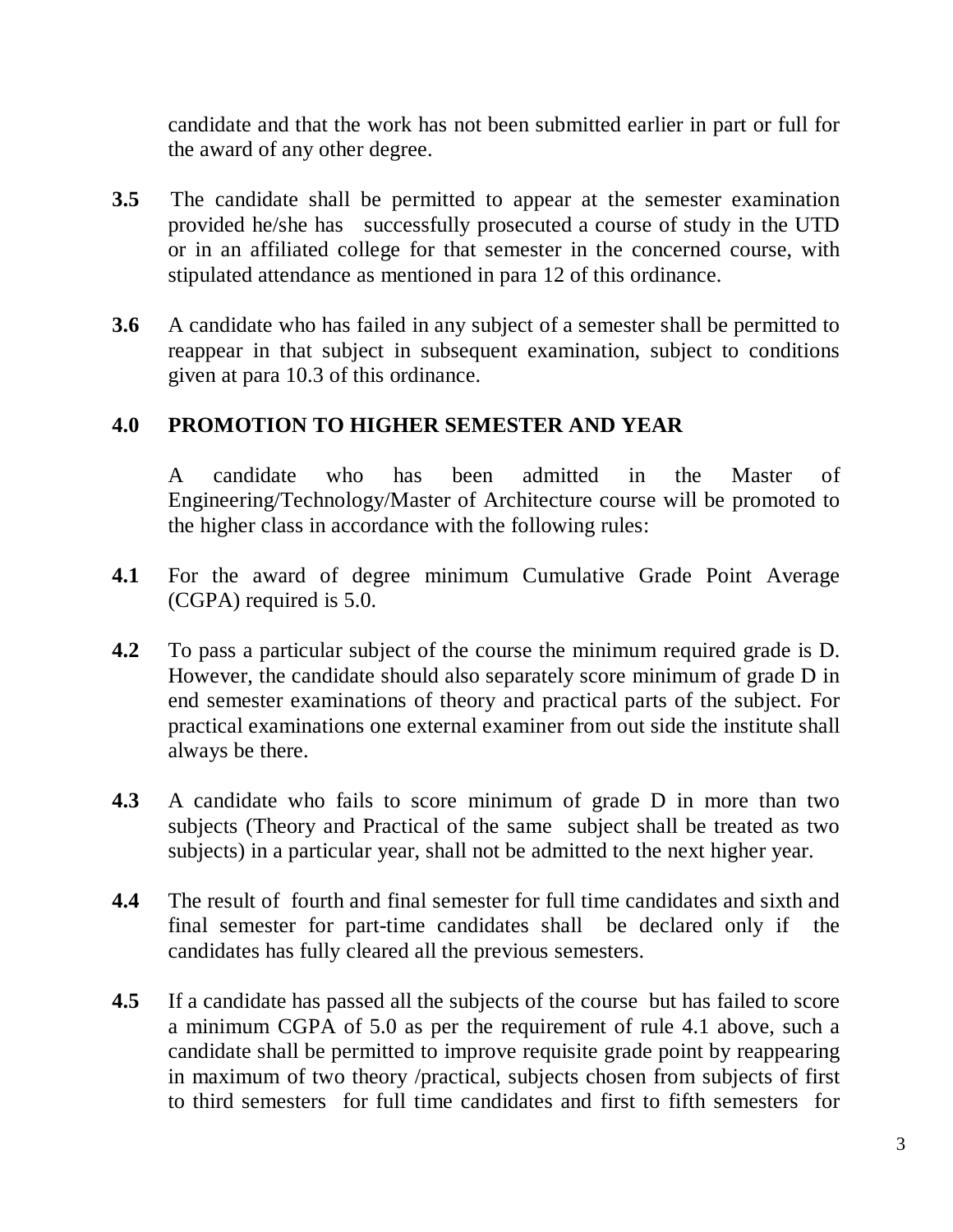candidate and that the work has not been submitted earlier in part or full for the award of any other degree.

**3.5** The candidate shall be permitted to appear at the semester examination provided he/she has successfully prosecuted a course of study in the UTD or in an affiliated college for that semester in the concerned course, with stipulated attendance as mentioned in para 12 of this ordinance.

**3.6** A candidate who has failed in any subject of a semester shall be permitted to reappear in that subject in subsequent examination, subject to conditions given at para 10.3 of this ordinance.

## 4.0 PROMOTION TO HIGHER SEMESTER AND YEAR

A candidate who has been admitted in the Master of Engineering/Technology/Master of Architecture course will be promoted to the higher class in accordance with the following rules:

**4.1** For the award of degree minimum Cumulative Grade Point Average (CGPA) required is 5.0.

**4.2** To pass a particular subject of the course the minimum required grade is D. However, the candidate should also separately score minimum of grade D in end semester examinations of theory and practical parts of the subject. For practical examinations one external examiner from out side the institute shall always be there.

**4.3** A candidate who fails to score minimum of grade D in more than two subjects (Theory and Practical of the same subject shall be treated as two subjects) in a particular year, shall not be admitted to the next higher year.

**4.4** The result of fourth and final semester for full time candidates and sixth and final semester for part-time candidates shall be declared only if the candidates has fully cleared all the previous semesters.

**4.5** If a candidate has passed all the subjects of the course but has failed to score a minimum CGPA of 5.0 as per the requirement of rule 4.1 above, such a candidate shall be permitted to improve requisite grade point by reappearing in maximum of two theory /practical, subjects chosen from subjects of first to third semesters for full time candidates and first to fifth semesters for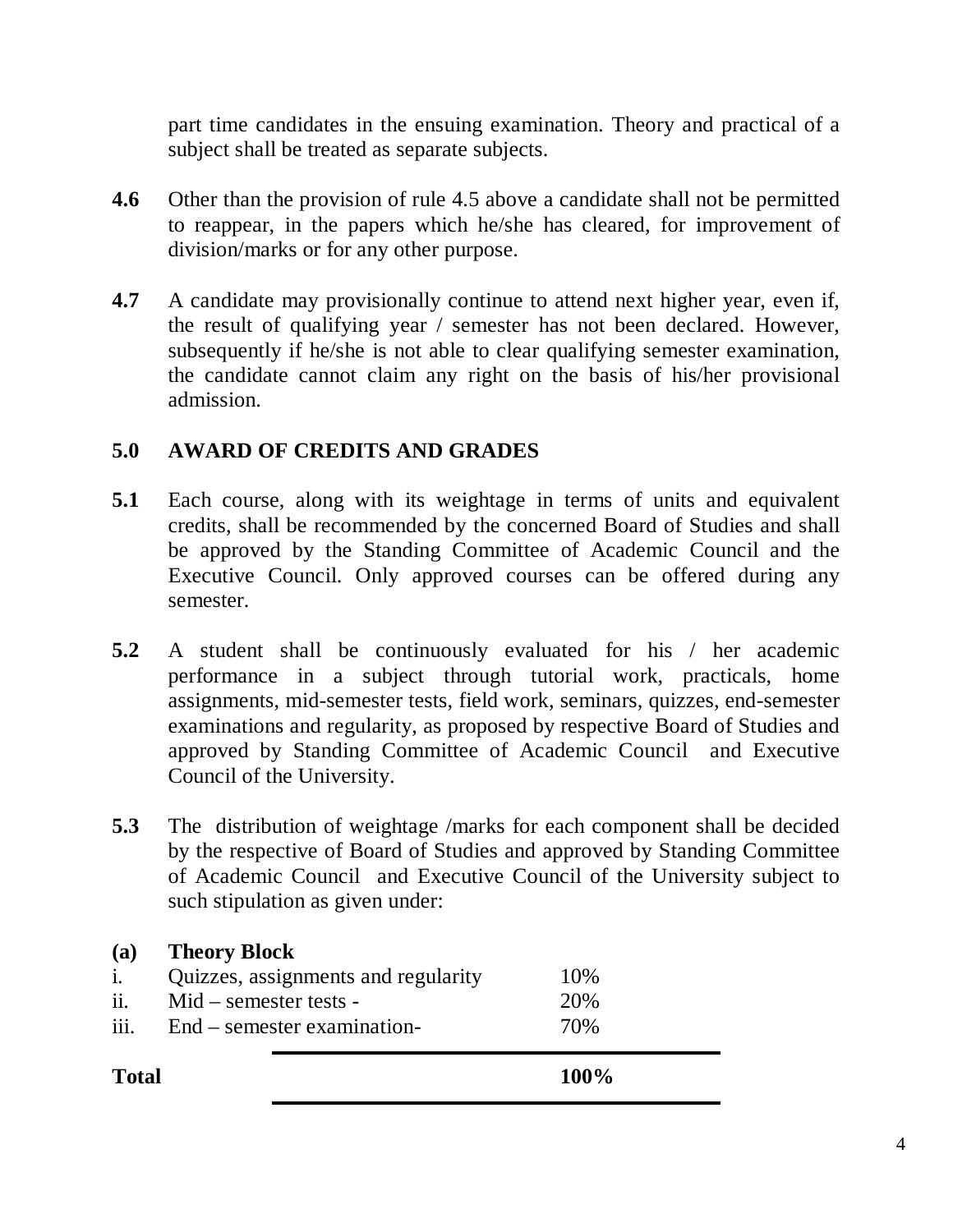part time candidates in the ensuing examination. Theory and practical of a subject shall be treated as separate subjects.

**4.6** Other than the provision of rule 4.5 above a candidate shall not be permitted to reappear, in the papers which he/she has cleared, for improvement of division/marks or for any other purpose.

**4.7** A candidate may provisionally continue to attend next higher year, even if, the result of qualifying year / semester has not been declared. However, subsequently if he/she is not able to clear qualifying semester examination, the candidate cannot claim any right on the basis of his/her provisional admission.

## 5.0 AWARD OF CREDITS AND GRADES

**5.1** Each course, along with its weightage in terms of units and equivalent credits, shall be recommended by the concerned Board of Studies and shall be approved by the Standing Committee of Academic Council and the Executive Council. Only approved courses can be offered during any semester.

**5.2** A student shall be continuously evaluated for his / her academic performance in a subject through tutorial work, practicals, home assignments, mid-semester tests, field work, seminars, quizzes, end-semester examinations and regularity, as proposed by respective Board of Studies and approved by Standing Committee of Academic Council and Executive Council of the University.

**5.3** The distribution of weightage /marks for each component shall be decided by the respective of Board of Studies and approved by Standing Committee of Academic Council and Executive Council of the University subject to such stipulation as given under:

**(a) Theory Block**

| | | |
|---|---|---|
| i. | Quizzes, assignments and regularity | 10% |
| ii. | Mid – semester tests - | 20% |
| iii. | End – semester examination- | 70% |
| **Total** | | **100%** |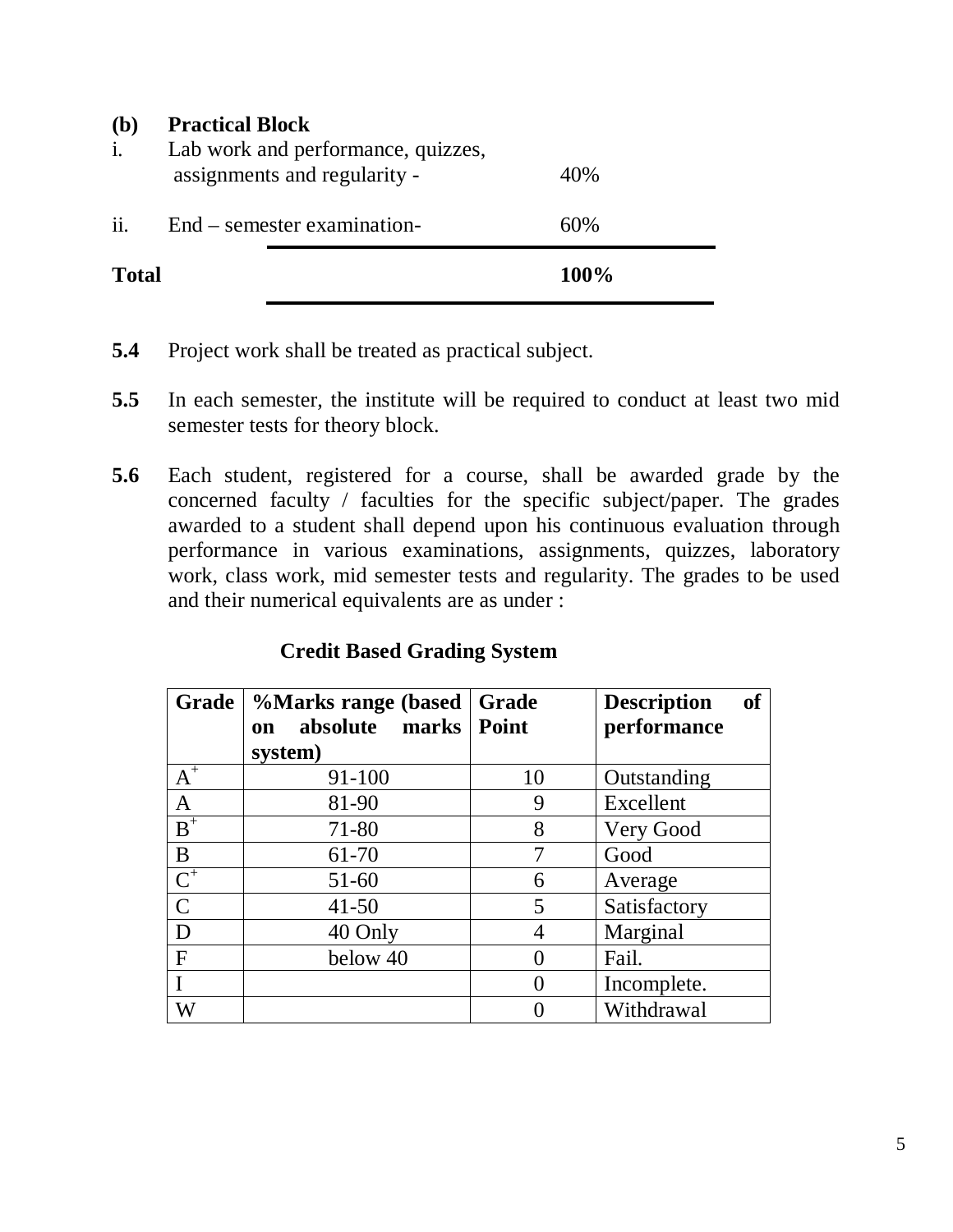**(b) Practical Block**

i. Lab work and performance, quizzes, assignments and regularity - 40%

ii. End – semester examination- 60%

**Total** **100%**

**5.4** Project work shall be treated as practical subject.

**5.5** In each semester, the institute will be required to conduct at least two mid semester tests for theory block.

**5.6** Each student, registered for a course, shall be awarded grade by the concerned faculty / faculties for the specific subject/paper. The grades awarded to a student shall depend upon his continuous evaluation through performance in various examinations, assignments, quizzes, laboratory work, class work, mid semester tests and regularity. The grades to be used and their numerical equivalents are as under :

**Credit Based Grading System**

| Grade | %Marks range (based on absolute marks system) | Grade Point | Description of performance |
|---|---|---|---|
| $A^+$ | 91-100 | 10 | Outstanding |
| A | 81-90 | 9 | Excellent |
| $B^+$ | 71-80 | 8 | Very Good |
| B | 61-70 | 7 | Good |
| $C^+$ | 51-60 | 6 | Average |
| C | 41-50 | 5 | Satisfactory |
| D | 40 Only | 4 | Marginal |
| F | below 40 | 0 | Fail. |
| I | | 0 | Incomplete. |
| W | | 0 | Withdrawal |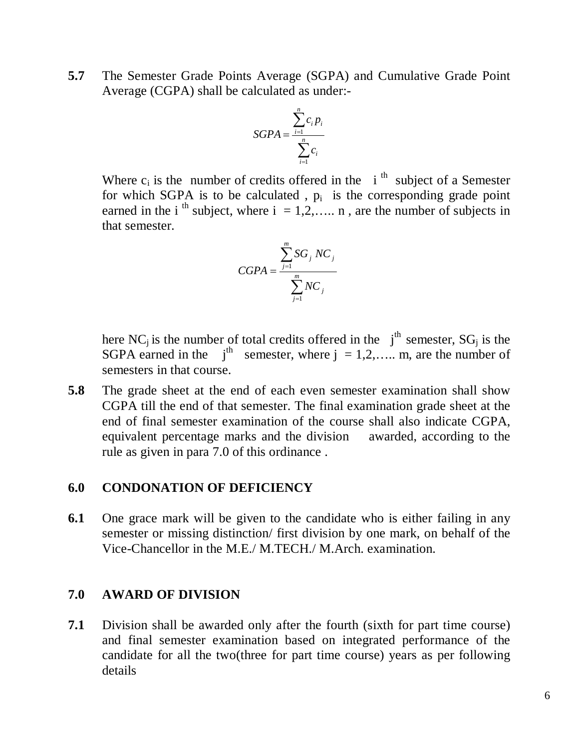**5.7** The Semester Grade Points Average (SGPA) and Cumulative Grade Point Average (CGPA) shall be calculated as under:-

$$SGPA = \frac{\sum_{i=1}^{n} c_i p_i}{\sum_{i=1}^{n} c_i}$$

Where $c_i$ is the number of credits offered in the $i^{th}$ subject of a Semester for which SGPA is to be calculated , $p_i$ is the corresponding grade point earned in the $i^{th}$ subject, where $i = 1,2,\ldots.. n$ , are the number of subjects in that semester.

$$CGPA = \frac{\sum_{j=1}^{m} SG_j \, NC_j}{\sum_{j=1}^{m} NC_j}$$

here $NC_j$ is the number of total credits offered in the $j^{th}$ semester, $SG_j$ is the SGPA earned in the $j^{th}$ semester, where $j = 1,2,\ldots.. m$, are the number of semesters in that course.

**5.8** The grade sheet at the end of each even semester examination shall show CGPA till the end of that semester. The final examination grade sheet at the end of final semester examination of the course shall also indicate CGPA, equivalent percentage marks and the division awarded, according to the rule as given in para 7.0 of this ordinance .

## 6.0 CONDONATION OF DEFICIENCY

**6.1** One grace mark will be given to the candidate who is either failing in any semester or missing distinction/ first division by one mark, on behalf of the Vice-Chancellor in the M.E./ M.TECH./ M.Arch. examination.

## 7.0 AWARD OF DIVISION

**7.1** Division shall be awarded only after the fourth (sixth for part time course) and final semester examination based on integrated performance of the candidate for all the two(three for part time course) years as per following details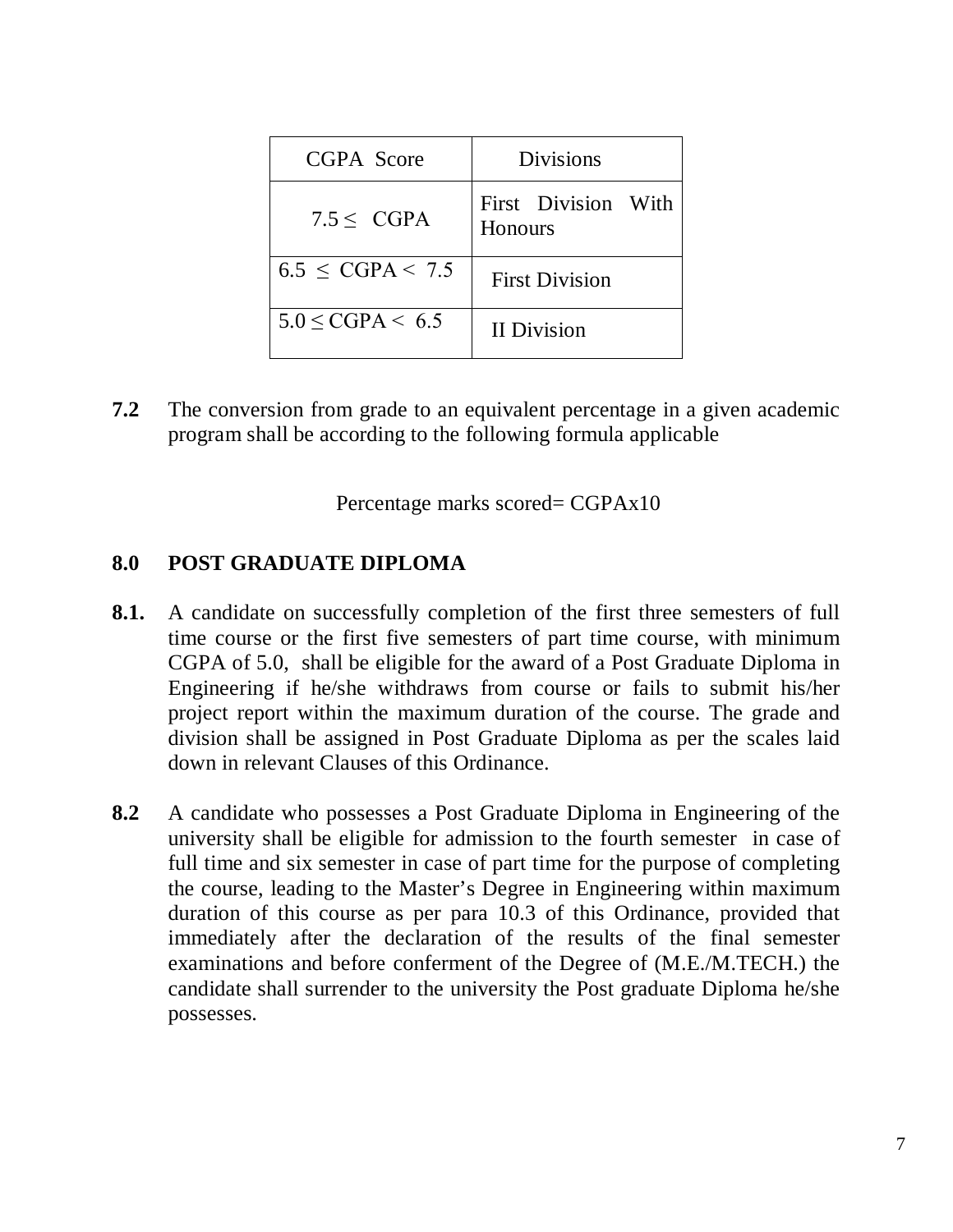| CGPA Score | Divisions |
| --- | --- |
| $7.5 \leq$ CGPA | First Division With Honours |
| $6.5 \leq$ CGPA $<$ 7.5 | First Division |
| $5.0 \leq$ CGPA $<$ 6.5 | II Division |

**7.2** The conversion from grade to an equivalent percentage in a given academic program shall be according to the following formula applicable

Percentage marks scored= CGPAx10

## 8.0 POST GRADUATE DIPLOMA

**8.1.** A candidate on successfully completion of the first three semesters of full time course or the first five semesters of part time course, with minimum CGPA of 5.0, shall be eligible for the award of a Post Graduate Diploma in Engineering if he/she withdraws from course or fails to submit his/her project report within the maximum duration of the course. The grade and division shall be assigned in Post Graduate Diploma as per the scales laid down in relevant Clauses of this Ordinance.

**8.2** A candidate who possesses a Post Graduate Diploma in Engineering of the university shall be eligible for admission to the fourth semester in case of full time and six semester in case of part time for the purpose of completing the course, leading to the Master's Degree in Engineering within maximum duration of this course as per para 10.3 of this Ordinance, provided that immediately after the declaration of the results of the final semester examinations and before conferment of the Degree of (M.E./M.TECH.) the candidate shall surrender to the university the Post graduate Diploma he/she possesses.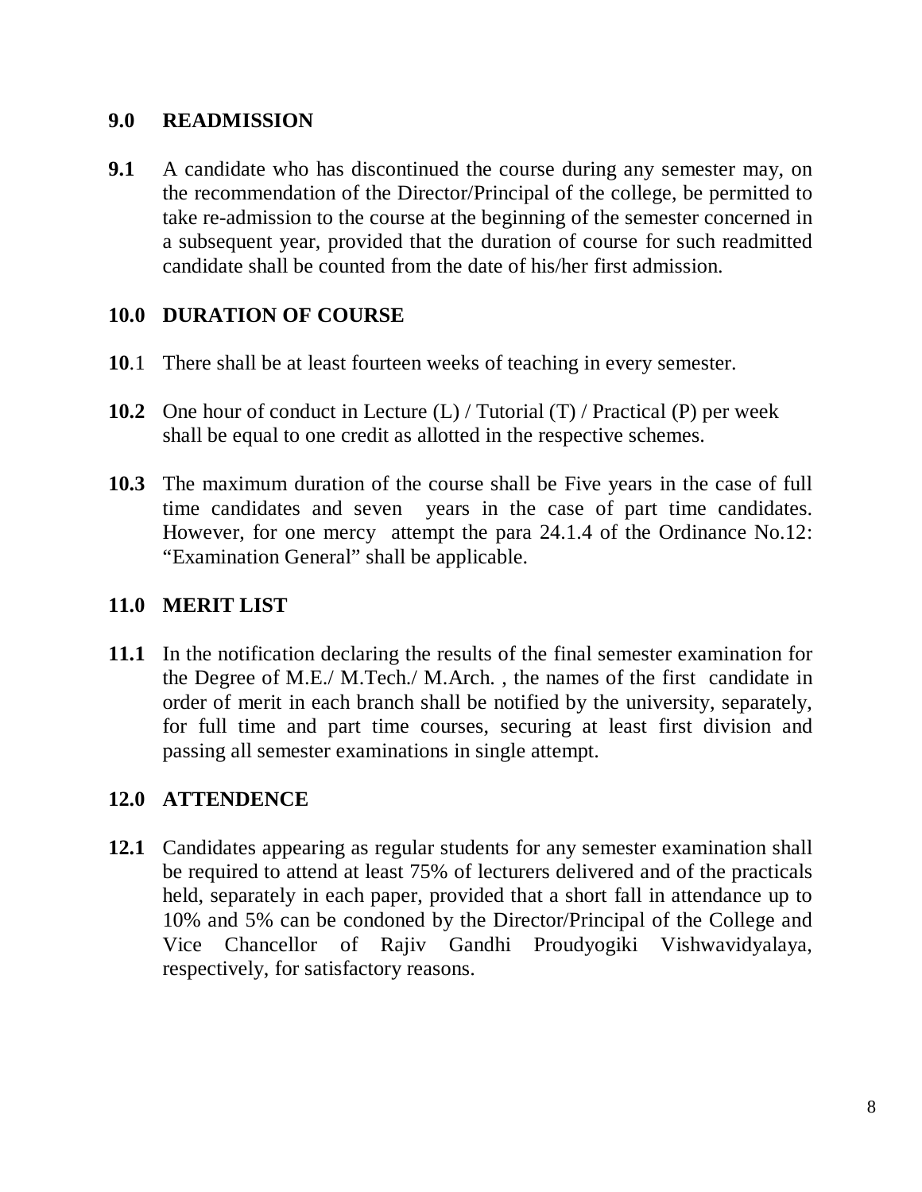## 9.0 READMISSION

**9.1** A candidate who has discontinued the course during any semester may, on the recommendation of the Director/Principal of the college, be permitted to take re-admission to the course at the beginning of the semester concerned in a subsequent year, provided that the duration of course for such readmitted candidate shall be counted from the date of his/her first admission.

## 10.0 DURATION OF COURSE

**10**.1 There shall be at least fourteen weeks of teaching in every semester.

**10.2** One hour of conduct in Lecture (L) / Tutorial (T) / Practical (P) per week shall be equal to one credit as allotted in the respective schemes.

**10.3** The maximum duration of the course shall be Five years in the case of full time candidates and seven years in the case of part time candidates. However, for one mercy attempt the para 24.1.4 of the Ordinance No.12: "Examination General" shall be applicable.

## 11.0 MERIT LIST

**11.1** In the notification declaring the results of the final semester examination for the Degree of M.E./ M.Tech./ M.Arch. , the names of the first candidate in order of merit in each branch shall be notified by the university, separately, for full time and part time courses, securing at least first division and passing all semester examinations in single attempt.

## 12.0 ATTENDENCE

**12.1** Candidates appearing as regular students for any semester examination shall be required to attend at least 75% of lecturers delivered and of the practicals held, separately in each paper, provided that a short fall in attendance up to 10% and 5% can be condoned by the Director/Principal of the College and Vice Chancellor of Rajiv Gandhi Proudyogiki Vishwavidyalaya, respectively, for satisfactory reasons.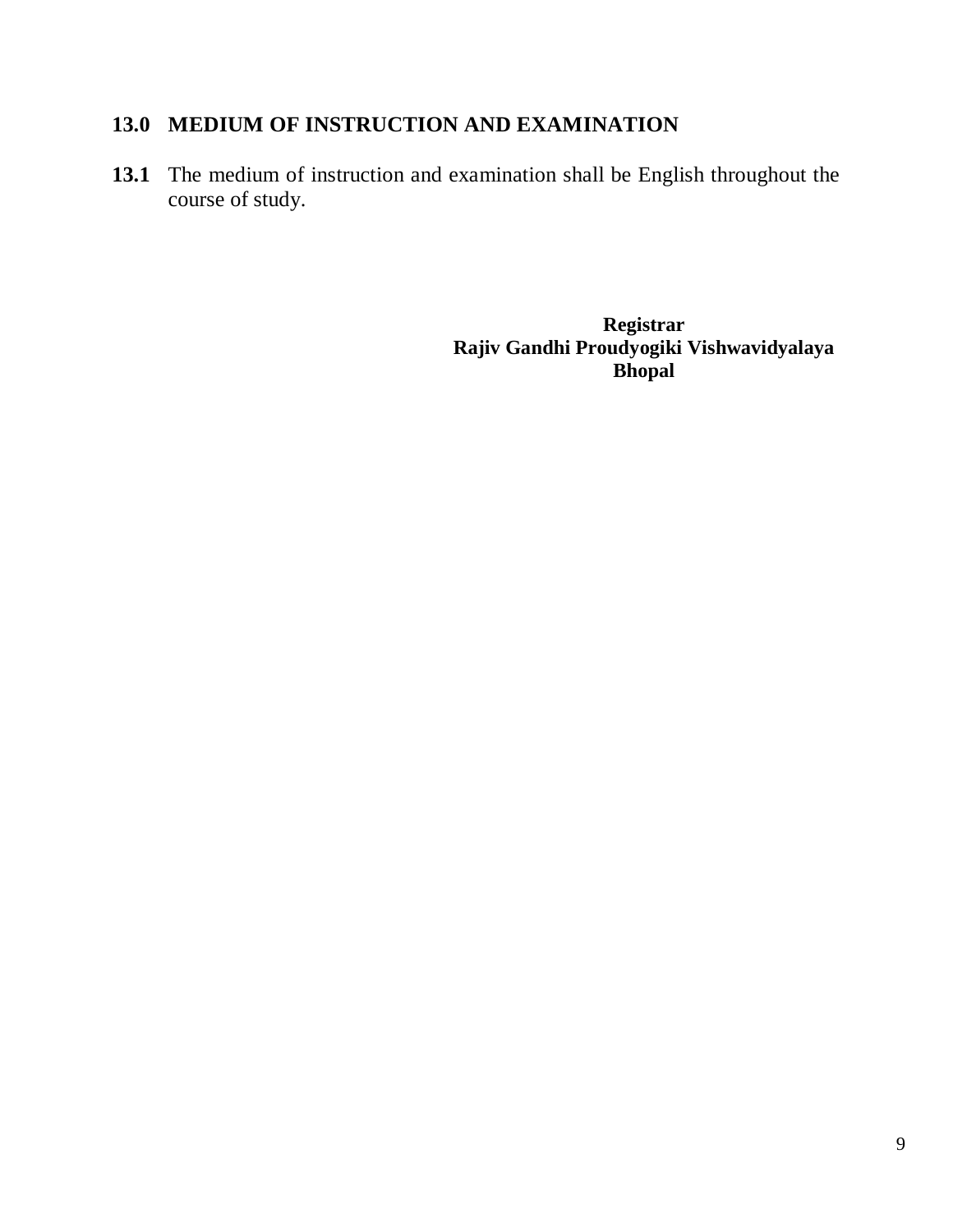## 13.0 MEDIUM OF INSTRUCTION AND EXAMINATION

**13.1** The medium of instruction and examination shall be English throughout the course of study.

**Registrar**
**Rajiv Gandhi Proudyogiki Vishwavidyalaya**
**Bhopal**